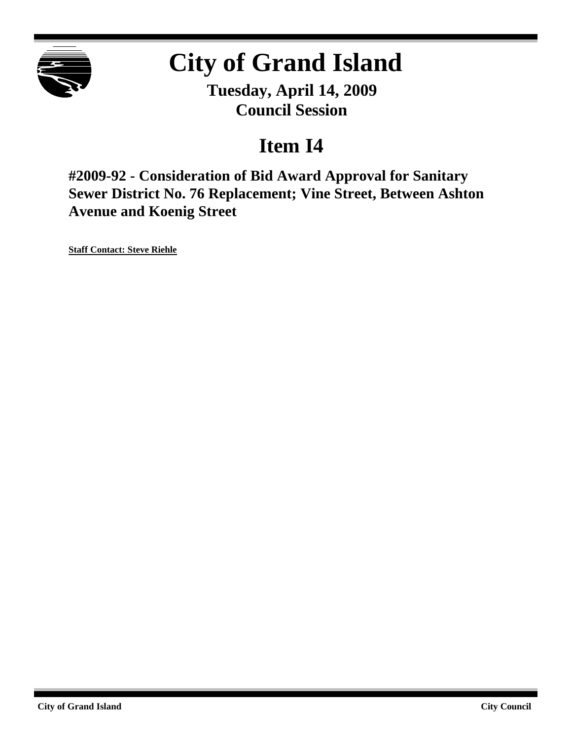# City of Grand Island

**Tuesday, April 14, 2009**
**Council Session**

## Item I4

### #2009-92 - Consideration of Bid Award Approval for Sanitary Sewer District No. 76 Replacement; Vine Street, Between Ashton Avenue and Koenig Street

**Staff Contact: Steve Riehle**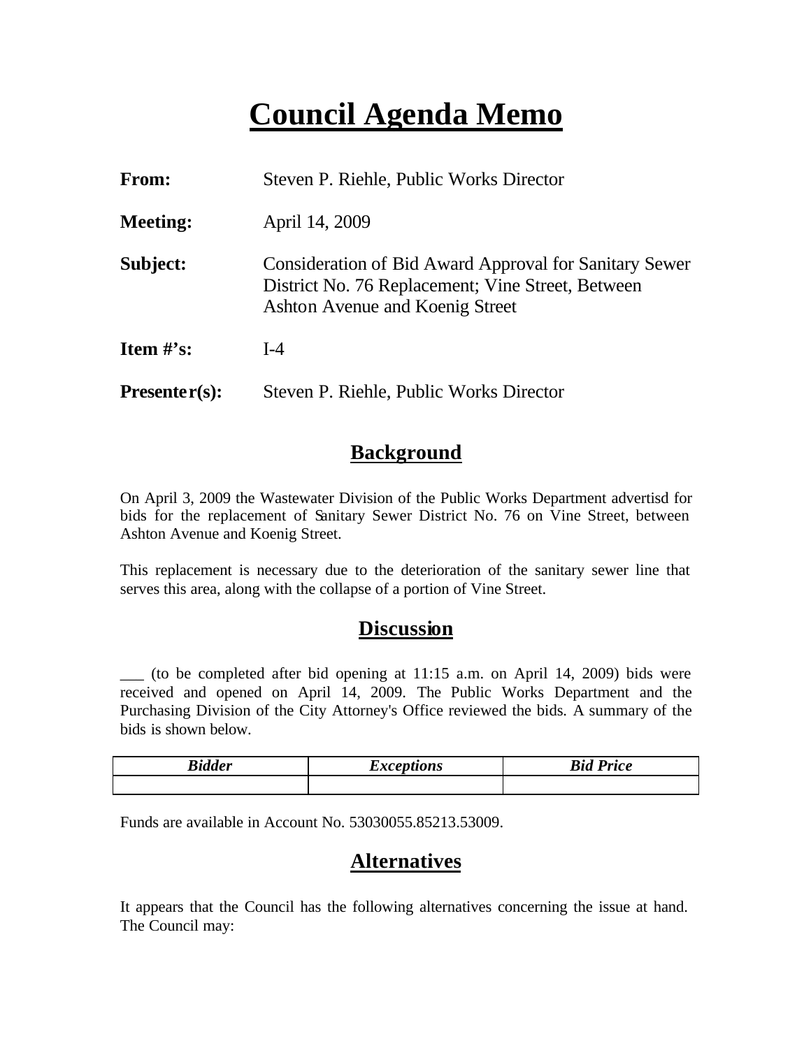# Council Agenda Memo

**From:** Steven P. Riehle, Public Works Director

**Meeting:** April 14, 2009

**Subject:** Consideration of Bid Award Approval for Sanitary Sewer District No. 76 Replacement; Vine Street, Between Ashton Avenue and Koenig Street

**Item #'s:** I-4

**Presenter(s):** Steven P. Riehle, Public Works Director

## Background

On April 3, 2009 the Wastewater Division of the Public Works Department advertisd for bids for the replacement of Sanitary Sewer District No. 76 on Vine Street, between Ashton Avenue and Koenig Street.

This replacement is necessary due to the deterioration of the sanitary sewer line that serves this area, along with the collapse of a portion of Vine Street.

## Discussion

___ (to be completed after bid opening at 11:15 a.m. on April 14, 2009) bids were received and opened on April 14, 2009. The Public Works Department and the Purchasing Division of the City Attorney's Office reviewed the bids. A summary of the bids is shown below.

| *Bidder* | *Exceptions* | *Bid Price* |
|---|---|---|
| | | |

Funds are available in Account No. 53030055.85213.53009.

## Alternatives

It appears that the Council has the following alternatives concerning the issue at hand. The Council may: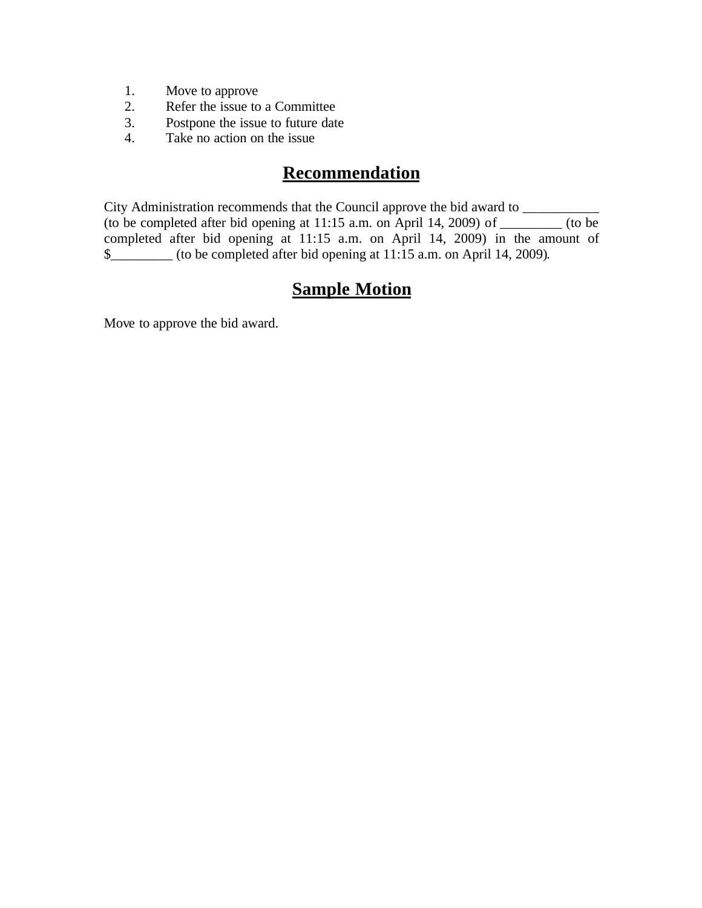1. Move to approve
2. Refer the issue to a Committee
3. Postpone the issue to future date
4. Take no action on the issue

## Recommendation

City Administration recommends that the Council approve the bid award to ___________ (to be completed after bid opening at 11:15 a.m. on April 14, 2009) of _________ (to be completed after bid opening at 11:15 a.m. on April 14, 2009) in the amount of $_________ (to be completed after bid opening at 11:15 a.m. on April 14, 2009).

## Sample Motion

Move to approve the bid award.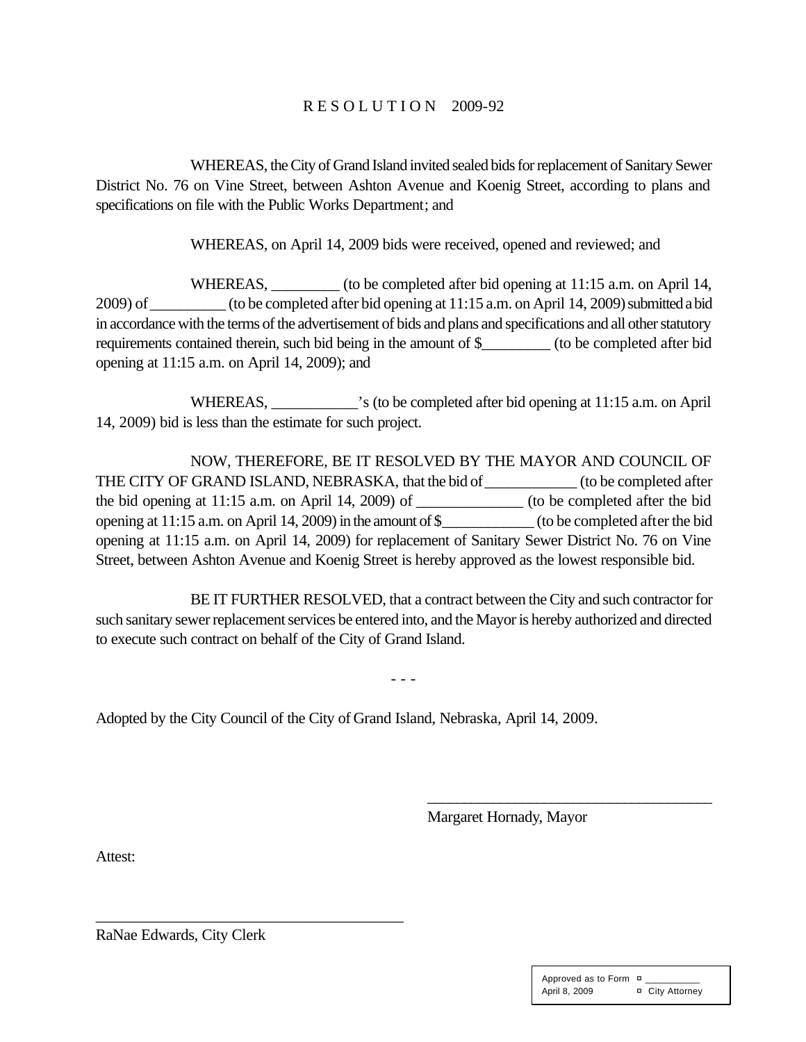# R E S O L U T I O N 2009-92

WHEREAS, the City of Grand Island invited sealed bids for replacement of Sanitary Sewer District No. 76 on Vine Street, between Ashton Avenue and Koenig Street, according to plans and specifications on file with the Public Works Department; and

WHEREAS, on April 14, 2009 bids were received, opened and reviewed; and

WHEREAS, _________ (to be completed after bid opening at 11:15 a.m. on April 14, 2009) of __________ (to be completed after bid opening at 11:15 a.m. on April 14, 2009) submitted a bid in accordance with the terms of the advertisement of bids and plans and specifications and all other statutory requirements contained therein, such bid being in the amount of $_________ (to be completed after bid opening at 11:15 a.m. on April 14, 2009); and

WHEREAS, ___________'s (to be completed after bid opening at 11:15 a.m. on April 14, 2009) bid is less than the estimate for such project.

NOW, THEREFORE, BE IT RESOLVED BY THE MAYOR AND COUNCIL OF THE CITY OF GRAND ISLAND, NEBRASKA, that the bid of ____________ (to be completed after the bid opening at 11:15 a.m. on April 14, 2009) of ______________ (to be completed after the bid opening at 11:15 a.m. on April 14, 2009) in the amount of $____________ (to be completed after the bid opening at 11:15 a.m. on April 14, 2009) for replacement of Sanitary Sewer District No. 76 on Vine Street, between Ashton Avenue and Koenig Street is hereby approved as the lowest responsible bid.

BE IT FURTHER RESOLVED, that a contract between the City and such contractor for such sanitary sewer replacement services be entered into, and the Mayor is hereby authorized and directed to execute such contract on behalf of the City of Grand Island.

- - -

Adopted by the City Council of the City of Grand Island, Nebraska, April 14, 2009.

_____________________________________

Margaret Hornady, Mayor

Attest:

_____________________________________

RaNae Edwards, City Clerk

| | |
|---|---|
| Approved as to Form | ¤ __________ |
| April 8, 2009 | ¤ City Attorney |